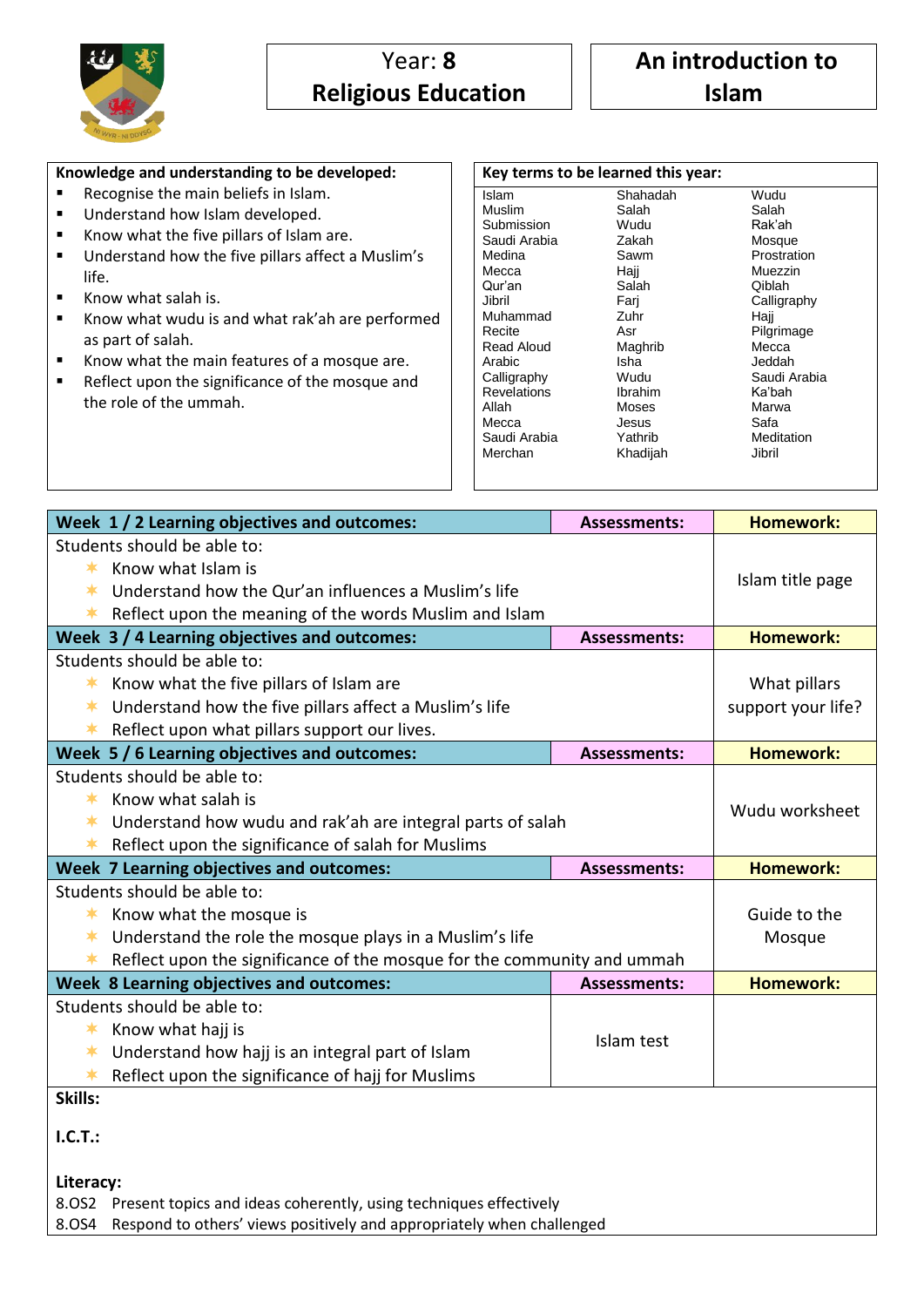# Year: 8 Religious Education

# An introduction to Islam

**Knowledge and understanding to be developed:**

- Recognise the main beliefs in Islam.
- Understand how Islam developed.
- Know what the five pillars of Islam are.
- Understand how the five pillars affect a Muslim's life.
- Know what salah is.
- Know what wudu is and what rak'ah are performed as part of salah.
- Know what the main features of a mosque are.
- Reflect upon the significance of the mosque and the role of the ummah.

**Key terms to be learned this year:**

| | | |
|---|---|---|
| Islam | Shahadah | Wudu |
| Muslim | Salah | Salah |
| Submission | Wudu | Rak'ah |
| Saudi Arabia | Zakah | Mosque |
| Medina | Sawm | Prostration |
| Mecca | Hajj | Muezzin |
| Qur'an | Salah | Qiblah |
| Jibril | Farj | Calligraphy |
| Muhammad | Zuhr | Hajj |
| Recite | Asr | Pilgrimage |
| Read Aloud | Maghrib | Mecca |
| Arabic | Isha | Jeddah |
| Calligraphy | Wudu | Saudi Arabia |
| Revelations | Ibrahim | Ka'bah |
| Allah | Moses | Marwa |
| Mecca | Jesus | Safa |
| Saudi Arabia | Yathrib | Meditation |
| Merchan | Khadijah | Jibril |

| Week 1 / 2 Learning objectives and outcomes: | Assessments: | Homework: |
|---|---|---|
| Students should be able to:<br>✶ Know what Islam is<br>✶ Understand how the Qur'an influences a Muslim's life<br>✶ Reflect upon the meaning of the words Muslim and Islam | | Islam title page |
| **Week 3 / 4 Learning objectives and outcomes:** | **Assessments:** | **Homework:** |
| Students should be able to:<br>✶ Know what the five pillars of Islam are<br>✶ Understand how the five pillars affect a Muslim's life<br>✶ Reflect upon what pillars support our lives. | | What pillars support your life? |
| **Week 5 / 6 Learning objectives and outcomes:** | **Assessments:** | **Homework:** |
| Students should be able to:<br>✶ Know what salah is<br>✶ Understand how wudu and rak'ah are integral parts of salah<br>✶ Reflect upon the significance of salah for Muslims | | Wudu worksheet |
| **Week 7 Learning objectives and outcomes:** | **Assessments:** | **Homework:** |
| Students should be able to:<br>✶ Know what the mosque is<br>✶ Understand the role the mosque plays in a Muslim's life<br>✶ Reflect upon the significance of the mosque for the community and ummah | | Guide to the Mosque |
| **Week 8 Learning objectives and outcomes:** | **Assessments:** | **Homework:** |
| Students should be able to:<br>✶ Know what hajj is<br>✶ Understand how hajj is an integral part of Islam<br>✶ Reflect upon the significance of hajj for Muslims | Islam test | |

**Skills:**

**I.C.T.:**

**Literacy:**

8.OS2 Present topics and ideas coherently, using techniques effectively
8.OS4 Respond to others' views positively and appropriately when challenged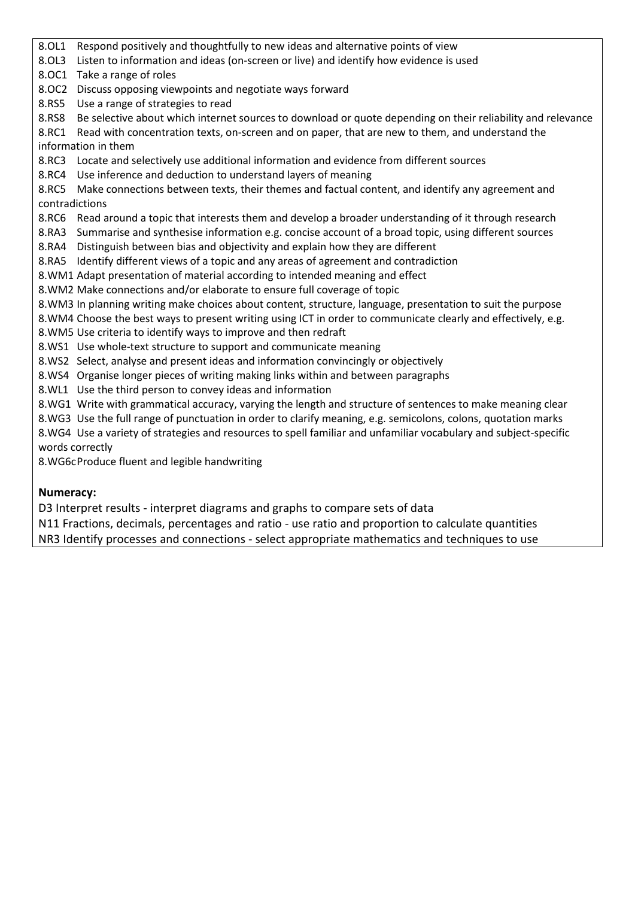8.OL1 Respond positively and thoughtfully to new ideas and alternative points of view

8.OL3 Listen to information and ideas (on-screen or live) and identify how evidence is used

8.OC1 Take a range of roles

8.OC2 Discuss opposing viewpoints and negotiate ways forward

8.RS5 Use a range of strategies to read

8.RS8 Be selective about which internet sources to download or quote depending on their reliability and relevance

8.RC1 Read with concentration texts, on-screen and on paper, that are new to them, and understand the information in them

8.RC3 Locate and selectively use additional information and evidence from different sources

8.RC4 Use inference and deduction to understand layers of meaning

8.RC5 Make connections between texts, their themes and factual content, and identify any agreement and contradictions

8.RC6 Read around a topic that interests them and develop a broader understanding of it through research

8.RA3 Summarise and synthesise information e.g. concise account of a broad topic, using different sources

8.RA4 Distinguish between bias and objectivity and explain how they are different

8.RA5 Identify different views of a topic and any areas of agreement and contradiction

8.WM1 Adapt presentation of material according to intended meaning and effect

8.WM2 Make connections and/or elaborate to ensure full coverage of topic

8.WM3 In planning writing make choices about content, structure, language, presentation to suit the purpose

8.WM4 Choose the best ways to present writing using ICT in order to communicate clearly and effectively, e.g.

8.WM5 Use criteria to identify ways to improve and then redraft

8.WS1 Use whole-text structure to support and communicate meaning

8.WS2 Select, analyse and present ideas and information convincingly or objectively

8.WS4 Organise longer pieces of writing making links within and between paragraphs

8.WL1 Use the third person to convey ideas and information

8.WG1 Write with grammatical accuracy, varying the length and structure of sentences to make meaning clear

8.WG3 Use the full range of punctuation in order to clarify meaning, e.g. semicolons, colons, quotation marks

8.WG4 Use a variety of strategies and resources to spell familiar and unfamiliar vocabulary and subject-specific words correctly

8.WG6c Produce fluent and legible handwriting

**Numeracy:**

D3 Interpret results - interpret diagrams and graphs to compare sets of data

N11 Fractions, decimals, percentages and ratio - use ratio and proportion to calculate quantities

NR3 Identify processes and connections - select appropriate mathematics and techniques to use